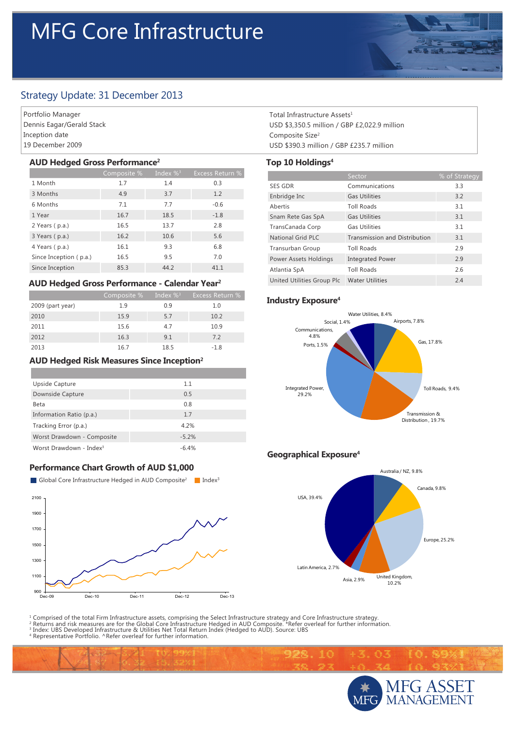# MFG Core Infrastructure

## Strategy Update: 31 December 2013

Portfolio Manager
Dennis Eagar/Gerald Stack
Inception date
19 December 2009

Total Infrastructure Assets[1]
USD $3,350.5 million / GBP £2,022.9 million
Composite Size[2]
USD $390.3 million / GBP £235.7 million

### AUD Hedged Gross Performance[2]

| | Composite % | Index %[3] | Excess Return % |
|---|---|---|---|
| 1 Month | 1.7 | 1.4 | 0.3 |
| 3 Months | 4.9 | 3.7 | 1.2 |
| 6 Months | 7.1 | 7.7 | -0.6 |
| 1 Year | 16.7 | 18.5 | -1.8 |
| 2 Years ( p.a.) | 16.5 | 13.7 | 2.8 |
| 3 Years ( p.a.) | 16.2 | 10.6 | 5.6 |
| 4 Years ( p.a.) | 16.1 | 9.3 | 6.8 |
| Since Inception ( p.a.) | 16.5 | 9.5 | 7.0 |
| Since Inception | 85.3 | 44.2 | 41.1 |

### AUD Hedged Gross Performance - Calendar Year[2]

| | Composite % | Index %[3] | Excess Return % |
|---|---|---|---|
| 2009 (part year) | 1.9 | 0.9 | 1.0 |
| 2010 | 15.9 | 5.7 | 10.2 |
| 2011 | 15.6 | 4.7 | 10.9 |
| 2012 | 16.3 | 9.1 | 7.2 |
| 2013 | 16.7 | 18.5 | -1.8 |

### AUD Hedged Risk Measures Since Inception[2]

| | |
|---|---|
| Upside Capture | 1.1 |
| Downside Capture | 0.5 |
| Beta | 0.8 |
| Information Ratio (p.a.) | 1.7 |
| Tracking Error (p.a.) | 4.2% |
| Worst Drawdown - Composite | -5.2% |
| Worst Drawdown - Index[3] | -6.4% |

### Performance Chart Growth of AUD $1,000

Global Core Infrastructure Hedged in AUD Composite[2] — Index[3]

### Top 10 Holdings[4]

| | Sector | % of Strategy |
|---|---|---|
| SES GDR | Communications | 3.3 |
| Enbridge Inc | Gas Utilities | 3.2 |
| Abertis | Toll Roads | 3.1 |
| Snam Rete Gas SpA | Gas Utilities | 3.1 |
| TransCanada Corp | Gas Utilities | 3.1 |
| National Grid PLC | Transmission and Distribution | 3.1 |
| Transurban Group | Toll Roads | 2.9 |
| Power Assets Holdings | Integrated Power | 2.9 |
| Atlantia SpA | Toll Roads | 2.6 |
| United Utilities Group Plc | Water Utilities | 2.4 |

### Industry Exposure[4]

Water Utilities, 8.4%; Airports, 7.8%; Gas, 17.8%; Toll Roads, 9.4%; Transmission & Distribution, 19.7%; Integrated Power, 29.2%; Ports, 1.5%; Communications, 4.8%; Social, 1.4%

### Geographical Exposure[4]

Australia / NZ, 9.8%; Canada, 9.8%; Europe, 25.2%; United Kingdom, 10.2%; Asia, 2.9%; Latin America, 2.7%; USA, 39.4%

[1] Comprised of the total Firm Infrastructure assets, comprising the Select Infrastructure strategy and Core Infrastructure strategy.
[2] Returns and risk measures are for the Global Core Infrastructure Hedged in AUD Composite. *Refer overleaf for further information.
[3] Index: UBS Developed Infrastructure & Utilities Net Total Return Index (Hedged to AUD). Source: UBS
[4] Representative Portfolio. ^Refer overleaf for further information.

MFG ASSET MANAGEMENT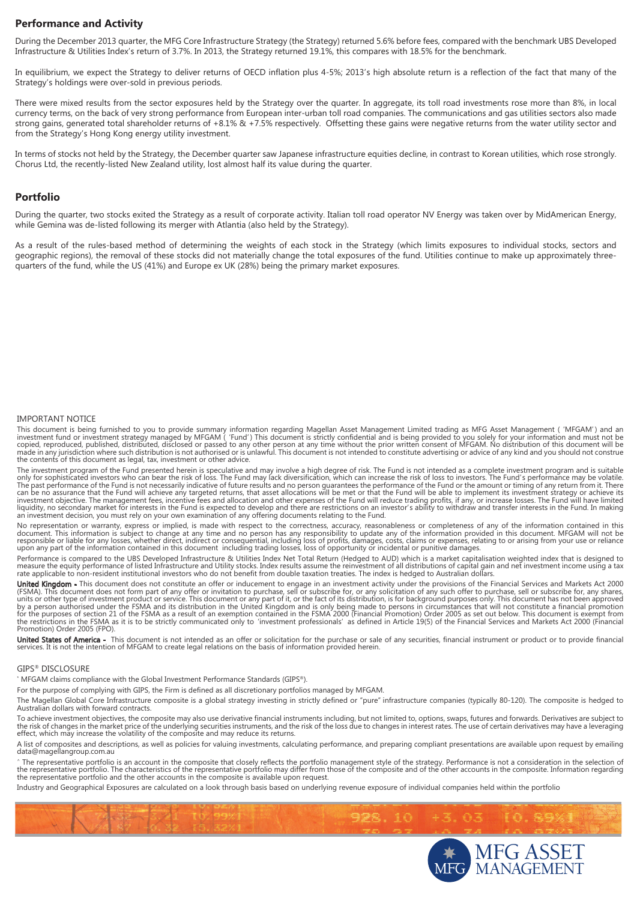## Performance and Activity

During the December 2013 quarter, the MFG Core Infrastructure Strategy (the Strategy) returned 5.6% before fees, compared with the benchmark UBS Developed Infrastructure & Utilities Index's return of 3.7%. In 2013, the Strategy returned 19.1%, this compares with 18.5% for the benchmark.

In equilibrium, we expect the Strategy to deliver returns of OECD inflation plus 4-5%; 2013's high absolute return is a reflection of the fact that many of the Strategy's holdings were over-sold in previous periods.

There were mixed results from the sector exposures held by the Strategy over the quarter. In aggregate, its toll road investments rose more than 8%, in local currency terms, on the back of very strong performance from European inter-urban toll road companies. The communications and gas utilities sectors also made strong gains, generated total shareholder returns of +8.1% & +7.5% respectively. Offsetting these gains were negative returns from the water utility sector and from the Strategy's Hong Kong energy utility investment.

In terms of stocks not held by the Strategy, the December quarter saw Japanese infrastructure equities decline, in contrast to Korean utilities, which rose strongly. Chorus Ltd, the recently-listed New Zealand utility, lost almost half its value during the quarter.

## Portfolio

During the quarter, two stocks exited the Strategy as a result of corporate activity. Italian toll road operator NV Energy was taken over by MidAmerican Energy, while Gemina was de-listed following its merger with Atlantia (also held by the Strategy).

As a result of the rules-based method of determining the weights of each stock in the Strategy (which limits exposures to individual stocks, sectors and geographic regions), the removal of these stocks did not materially change the total exposures of the fund. Utilities continue to make up approximately three-quarters of the fund, while the US (41%) and Europe ex UK (28%) being the primary market exposures.

IMPORTANT NOTICE

This document is being furnished to you to provide summary information regarding Magellan Asset Management Limited trading as MFG Asset Management ( 'MFGAM' ) and an investment fund or investment strategy managed by MFGAM ( 'Fund' ) This document is strictly confidential and is being provided to you solely for your information and must not be copied, reproduced, published, distributed, disclosed or passed to any other person at any time without the prior written consent of MFGAM. No distribution of this document will be made in any jurisdiction where such distribution is not authorised or is unlawful. This document is not intended to constitute advertising or advice of any kind and you should not construe the contents of this document as legal, tax, investment or other advice.

The investment program of the Fund presented herein is speculative and may involve a high degree of risk. The Fund is not intended as a complete investment program and is suitable only for sophisticated investors who can bear the risk of loss. The Fund may lack diversification, which can increase the risk of loss to investors. The Fund's performance may be volatile. The past performance of the Fund is not necessarily indicative of future results and no person guarantees the performance of the Fund or the amount or timing of any return from it. There can be no assurance that the Fund will achieve any targeted returns, that asset allocations will be met or that the Fund will be able to implement its investment strategy or achieve its investment objective. The management fees, incentive fees and allocation and other expenses of the Fund will reduce trading profits, if any, or increase losses. The Fund will have limited liquidity, no secondary market for interests in the Fund is expected to develop and there are restrictions on an investor's ability to withdraw and transfer interests in the Fund. In making an investment decision, you must rely on your own examination of any offering documents relating to the Fund.

No representation or warranty, express or implied, is made with respect to the correctness, accuracy, reasonableness or completeness of any of the information contained in this document. This information is subject to change at any time and no person has any responsibility to update any of the information provided in this document. MFGAM will not be responsible or liable for any losses, whether direct, indirect or consequential, including loss of profits, damages, costs, claims or expenses, relating to or arising from your use or reliance upon any part of the information contained in this document including trading losses, loss of opportunity or incidental or punitive damages.

Performance is compared to the UBS Developed Infrastructure & Utilities Index Net Total Return (Hedged to AUD) which is a market capitalisation weighted index that is designed to measure the equity performance of listed Infrastructure and Utility stocks. Index results assume the reinvestment of all distributions of capital gain and net investment income using a tax rate applicable to non-resident institutional investors who do not benefit from double taxation treaties. The index is hedged to Australian dollars.

**United Kingdom -** This document does not constitute an offer or inducement to engage in an investment activity under the provisions of the Financial Services and Markets Act 2000 (FSMA). This document does not form part of any offer or invitation to purchase, sell or subscribe for, or any solicitation of any such offer to purchase, sell or subscribe for, any shares, units or other type of investment product or service. This document or any part of it, or the fact of its distribution, is for background purposes only. This document has not been approved by a person authorised under the FSMA and its distribution in the United Kingdom and is only being made to persons in circumstances that will not constitute a financial promotion for the purposes of section 21 of the FSMA as a result of an exemption contained in the FSMA 2000 (Financial Promotion) Order 2005 as set out below. This document is exempt from the restrictions in the FSMA as it is to be strictly communicated only to 'investment professionals' as defined in Article 19(5) of the Financial Services and Markets Act 2000 (Financial Promotion) Order 2005 (FPO).

**United States of America -** This document is not intended as an offer or solicitation for the purchase or sale of any securities, financial instrument or product or to provide financial services. It is not the intention of MFGAM to create legal relations on the basis of information provided herein.

GIPS® DISCLOSURE

' MFGAM claims compliance with the Global Investment Performance Standards (GIPS®).

For the purpose of complying with GIPS, the Firm is defined as all discretionary portfolios managed by MFGAM.

The Magellan Global Core Infrastructure composite is a global strategy investing in strictly defined or "pure" infrastructure companies (typically 80-120). The composite is hedged to Australian dollars with forward contracts.

To achieve investment objectives, the composite may also use derivative financial instruments including, but not limited to, options, swaps, futures and forwards. Derivatives are subject to the risk of changes in the market price of the underlying securities instruments, and the risk of the loss due to changes in interest rates. The use of certain derivatives may have a leveraging effect, which may increase the volatility of the composite and may reduce its returns.

A list of composites and descriptions, as well as policies for valuing investments, calculating performance, and preparing compliant presentations are available upon request by emailing data@magellangroup.com.au

^ The representative portfolio is an account in the composite that closely reflects the portfolio management style of the strategy. Performance is not a consideration in the selection of the representative portfolio. The characteristics of the representative portfolio may differ from those of the composite and of the other accounts in the composite. Information regarding the representative portfolio and the other accounts in the composite is available upon request.

Industry and Geographical Exposures are calculated on a look through basis based on underlying revenue exposure of individual companies held within the portfolio

MFG ASSET MANAGEMENT